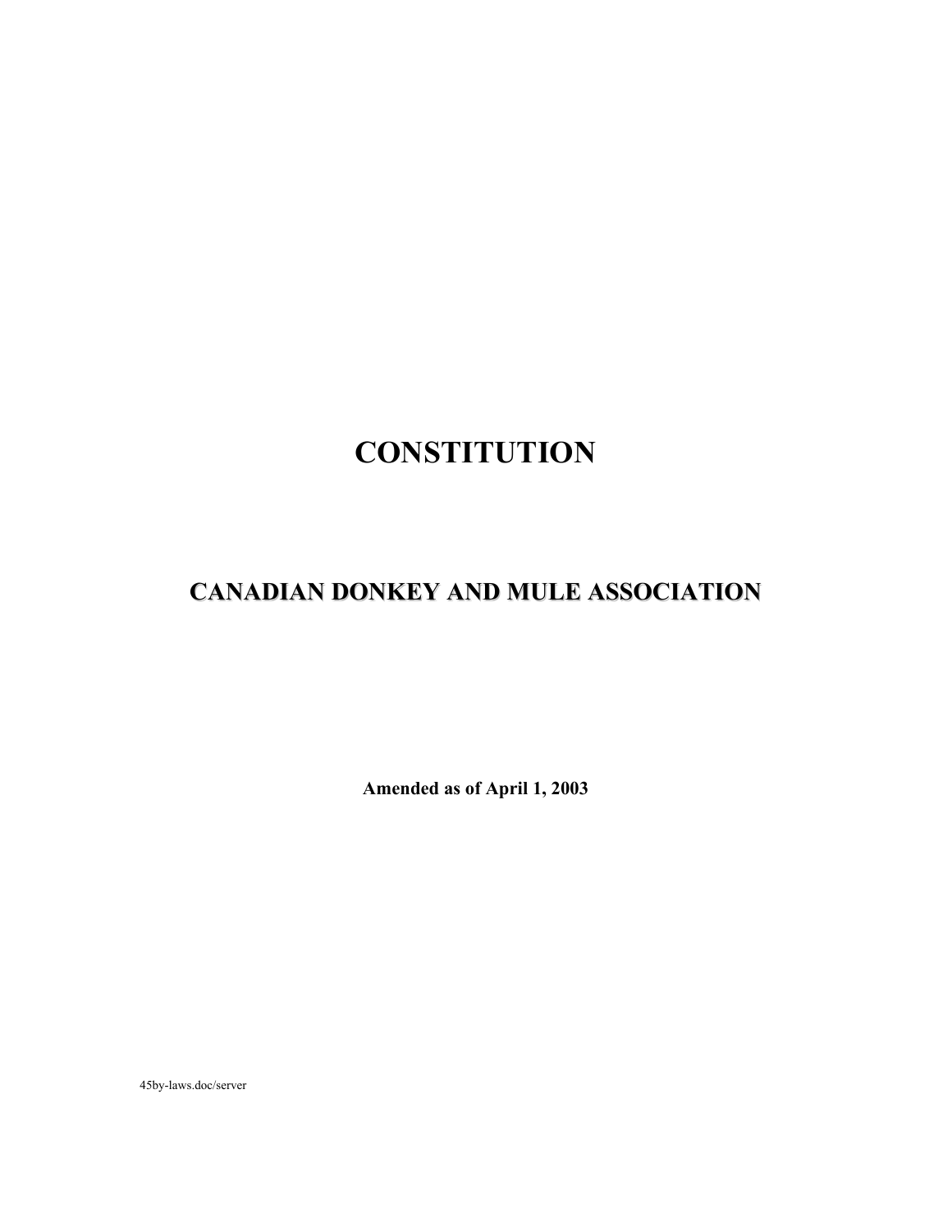# CONSTITUTION

## CANADIAN DONKEY AND MULE ASSOCIATION

**Amended as of April 1, 2003**

45by-laws.doc/server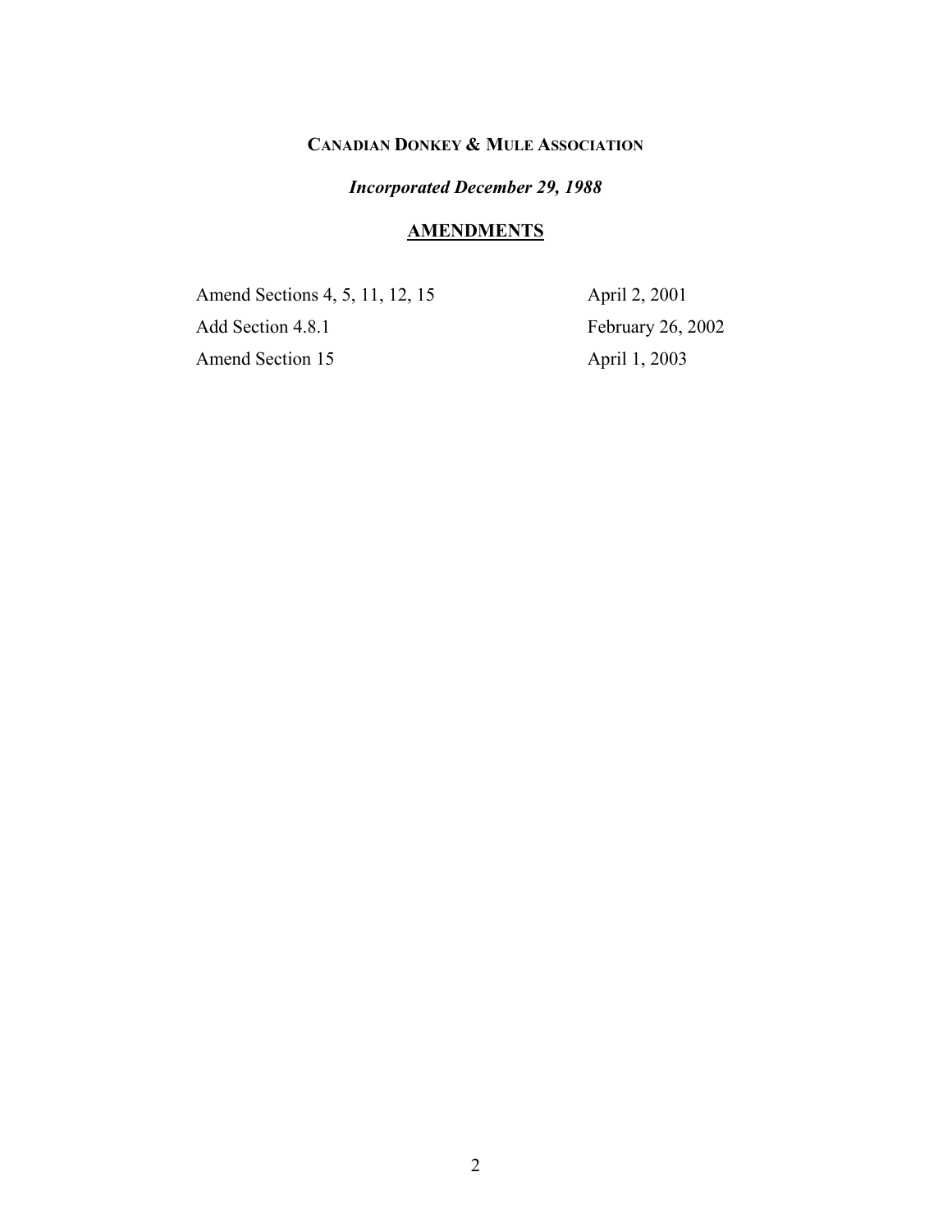**CANADIAN DONKEY & MULE ASSOCIATION**

***Incorporated December 29, 1988***

## AMENDMENTS

| | |
|---|---|
| Amend Sections 4, 5, 11, 12, 15 | April 2, 2001 |
| Add Section 4.8.1 | February 26, 2002 |
| Amend Section 15 | April 1, 2003 |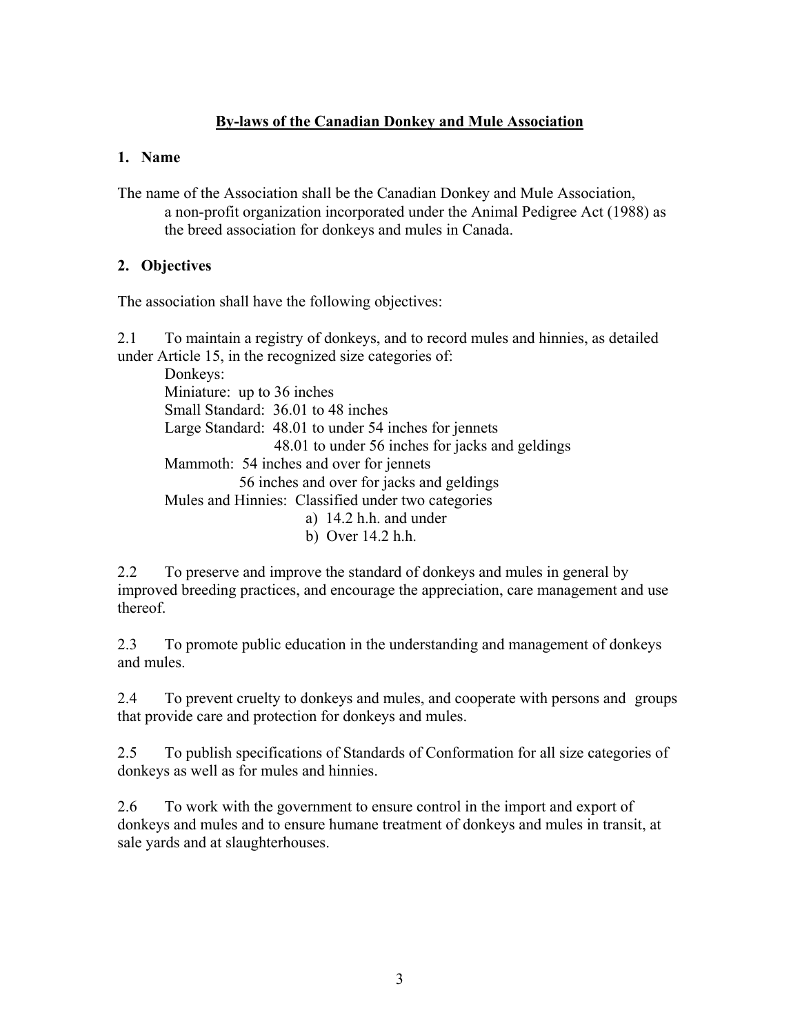# By-laws of the Canadian Donkey and Mule Association

## 1. Name

The name of the Association shall be the Canadian Donkey and Mule Association, a non-profit organization incorporated under the Animal Pedigree Act (1988) as the breed association for donkeys and mules in Canada.

## 2. Objectives

The association shall have the following objectives:

2.1 To maintain a registry of donkeys, and to record mules and hinnies, as detailed under Article 15, in the recognized size categories of:

Donkeys:
- Miniature: up to 36 inches
- Small Standard: 36.01 to 48 inches
- Large Standard: 48.01 to under 54 inches for jennets
  48.01 to under 56 inches for jacks and geldings
- Mammoth: 54 inches and over for jennets
  56 inches and over for jacks and geldings

Mules and Hinnies: Classified under two categories
- a) 14.2 h.h. and under
- b) Over 14.2 h.h.

2.2 To preserve and improve the standard of donkeys and mules in general by improved breeding practices, and encourage the appreciation, care management and use thereof.

2.3 To promote public education in the understanding and management of donkeys and mules.

2.4 To prevent cruelty to donkeys and mules, and cooperate with persons and groups that provide care and protection for donkeys and mules.

2.5 To publish specifications of Standards of Conformation for all size categories of donkeys as well as for mules and hinnies.

2.6 To work with the government to ensure control in the import and export of donkeys and mules and to ensure humane treatment of donkeys and mules in transit, at sale yards and at slaughterhouses.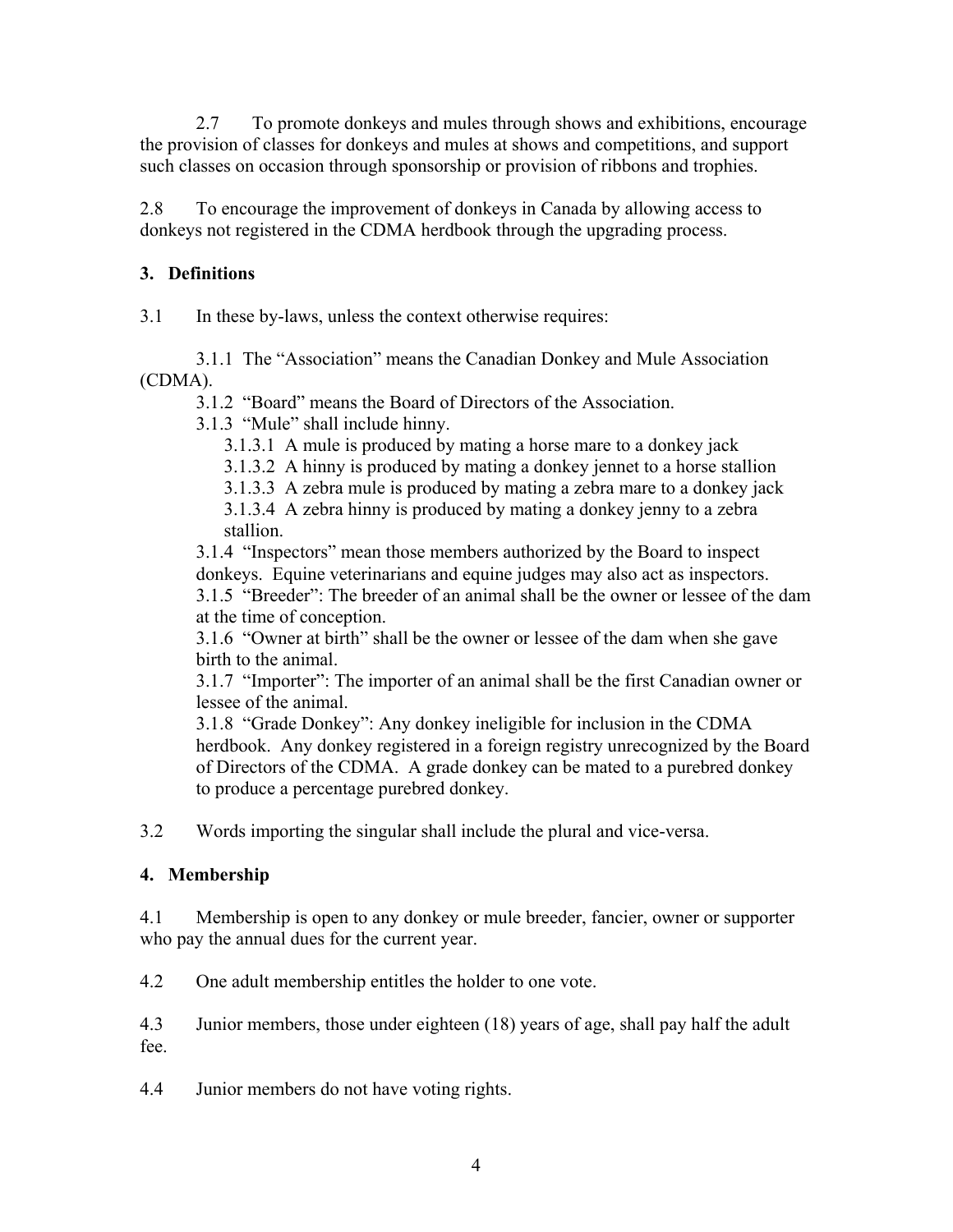2.7 To promote donkeys and mules through shows and exhibitions, encourage the provision of classes for donkeys and mules at shows and competitions, and support such classes on occasion through sponsorship or provision of ribbons and trophies.

2.8 To encourage the improvement of donkeys in Canada by allowing access to donkeys not registered in the CDMA herdbook through the upgrading process.

## 3. Definitions

3.1 In these by-laws, unless the context otherwise requires:

3.1.1 The "Association" means the Canadian Donkey and Mule Association (CDMA).

3.1.2 "Board" means the Board of Directors of the Association.

3.1.3 "Mule" shall include hinny.

3.1.3.1 A mule is produced by mating a horse mare to a donkey jack

3.1.3.2 A hinny is produced by mating a donkey jennet to a horse stallion

3.1.3.3 A zebra mule is produced by mating a zebra mare to a donkey jack

3.1.3.4 A zebra hinny is produced by mating a donkey jenny to a zebra stallion.

3.1.4 "Inspectors" mean those members authorized by the Board to inspect donkeys. Equine veterinarians and equine judges may also act as inspectors.

3.1.5 "Breeder": The breeder of an animal shall be the owner or lessee of the dam at the time of conception.

3.1.6 "Owner at birth" shall be the owner or lessee of the dam when she gave birth to the animal.

3.1.7 "Importer": The importer of an animal shall be the first Canadian owner or lessee of the animal.

3.1.8 "Grade Donkey": Any donkey ineligible for inclusion in the CDMA herdbook. Any donkey registered in a foreign registry unrecognized by the Board of Directors of the CDMA. A grade donkey can be mated to a purebred donkey to produce a percentage purebred donkey.

3.2 Words importing the singular shall include the plural and vice-versa.

## 4. Membership

4.1 Membership is open to any donkey or mule breeder, fancier, owner or supporter who pay the annual dues for the current year.

4.2 One adult membership entitles the holder to one vote.

4.3 Junior members, those under eighteen (18) years of age, shall pay half the adult fee.

4.4 Junior members do not have voting rights.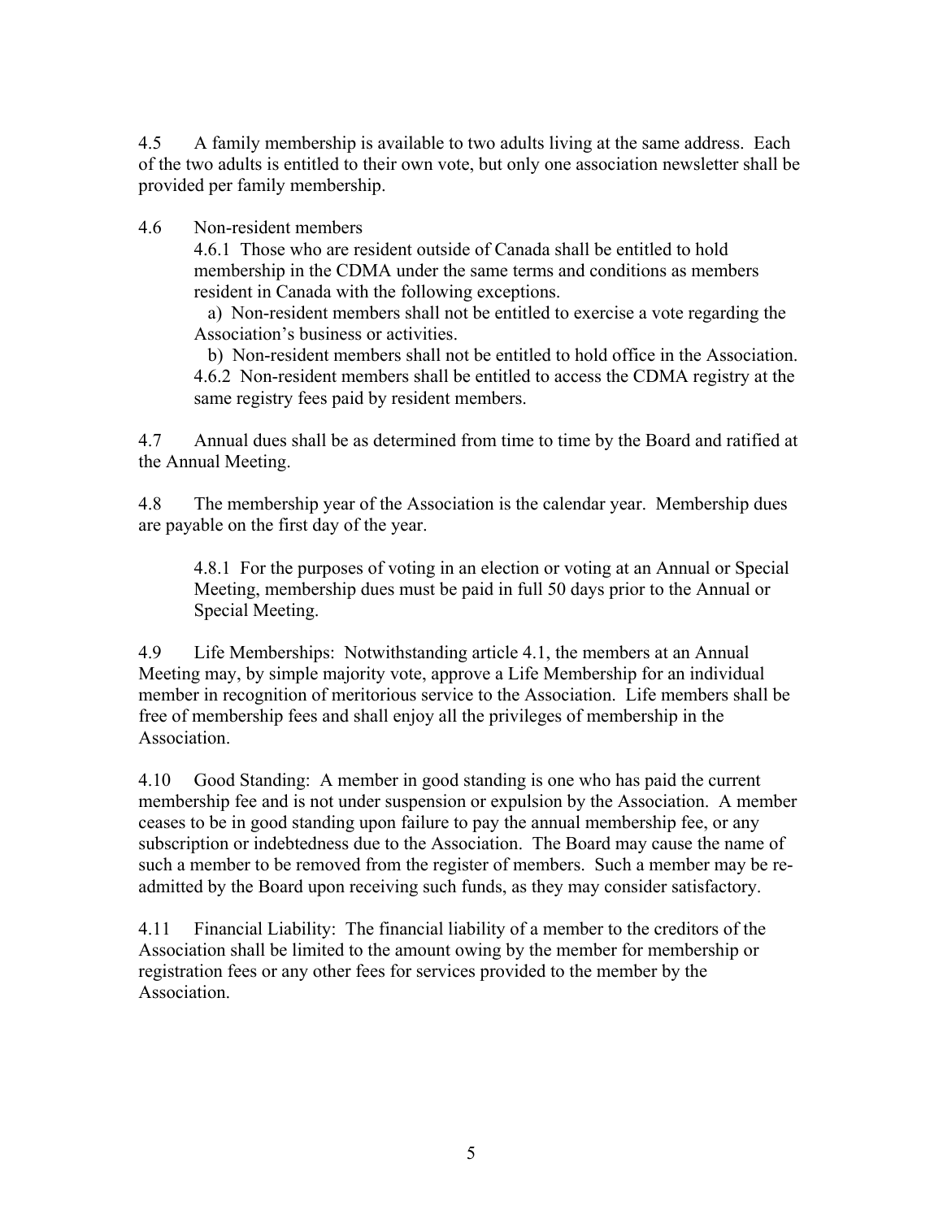4.5 A family membership is available to two adults living at the same address. Each of the two adults is entitled to their own vote, but only one association newsletter shall be provided per family membership.

4.6 Non-resident members

4.6.1 Those who are resident outside of Canada shall be entitled to hold membership in the CDMA under the same terms and conditions as members resident in Canada with the following exceptions.

a) Non-resident members shall not be entitled to exercise a vote regarding the Association's business or activities.

b) Non-resident members shall not be entitled to hold office in the Association.

4.6.2 Non-resident members shall be entitled to access the CDMA registry at the same registry fees paid by resident members.

4.7 Annual dues shall be as determined from time to time by the Board and ratified at the Annual Meeting.

4.8 The membership year of the Association is the calendar year. Membership dues are payable on the first day of the year.

4.8.1 For the purposes of voting in an election or voting at an Annual or Special Meeting, membership dues must be paid in full 50 days prior to the Annual or Special Meeting.

4.9 Life Memberships: Notwithstanding article 4.1, the members at an Annual Meeting may, by simple majority vote, approve a Life Membership for an individual member in recognition of meritorious service to the Association. Life members shall be free of membership fees and shall enjoy all the privileges of membership in the Association.

4.10 Good Standing: A member in good standing is one who has paid the current membership fee and is not under suspension or expulsion by the Association. A member ceases to be in good standing upon failure to pay the annual membership fee, or any subscription or indebtedness due to the Association. The Board may cause the name of such a member to be removed from the register of members. Such a member may be re-admitted by the Board upon receiving such funds, as they may consider satisfactory.

4.11 Financial Liability: The financial liability of a member to the creditors of the Association shall be limited to the amount owing by the member for membership or registration fees or any other fees for services provided to the member by the Association.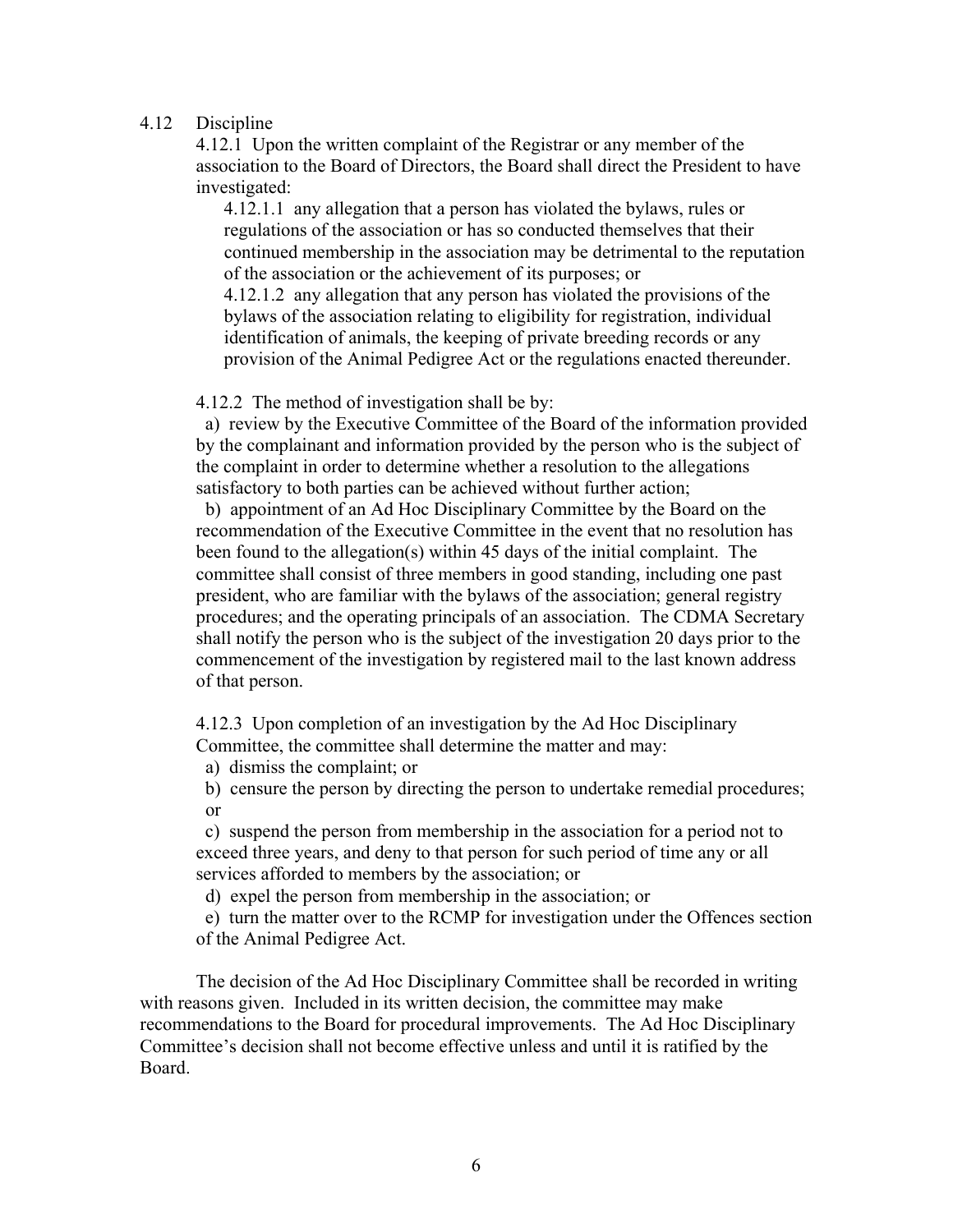4.12 Discipline

4.12.1 Upon the written complaint of the Registrar or any member of the association to the Board of Directors, the Board shall direct the President to have investigated:

4.12.1.1 any allegation that a person has violated the bylaws, rules or regulations of the association or has so conducted themselves that their continued membership in the association may be detrimental to the reputation of the association or the achievement of its purposes; or

4.12.1.2 any allegation that any person has violated the provisions of the bylaws of the association relating to eligibility for registration, individual identification of animals, the keeping of private breeding records or any provision of the Animal Pedigree Act or the regulations enacted thereunder.

4.12.2 The method of investigation shall be by:

a) review by the Executive Committee of the Board of the information provided by the complainant and information provided by the person who is the subject of the complaint in order to determine whether a resolution to the allegations satisfactory to both parties can be achieved without further action;

b) appointment of an Ad Hoc Disciplinary Committee by the Board on the recommendation of the Executive Committee in the event that no resolution has been found to the allegation(s) within 45 days of the initial complaint. The committee shall consist of three members in good standing, including one past president, who are familiar with the bylaws of the association; general registry procedures; and the operating principals of an association. The CDMA Secretary shall notify the person who is the subject of the investigation 20 days prior to the commencement of the investigation by registered mail to the last known address of that person.

4.12.3 Upon completion of an investigation by the Ad Hoc Disciplinary Committee, the committee shall determine the matter and may:

a) dismiss the complaint; or

b) censure the person by directing the person to undertake remedial procedures; or

c) suspend the person from membership in the association for a period not to exceed three years, and deny to that person for such period of time any or all services afforded to members by the association; or

d) expel the person from membership in the association; or

e) turn the matter over to the RCMP for investigation under the Offences section of the Animal Pedigree Act.

The decision of the Ad Hoc Disciplinary Committee shall be recorded in writing with reasons given. Included in its written decision, the committee may make recommendations to the Board for procedural improvements. The Ad Hoc Disciplinary Committee's decision shall not become effective unless and until it is ratified by the Board.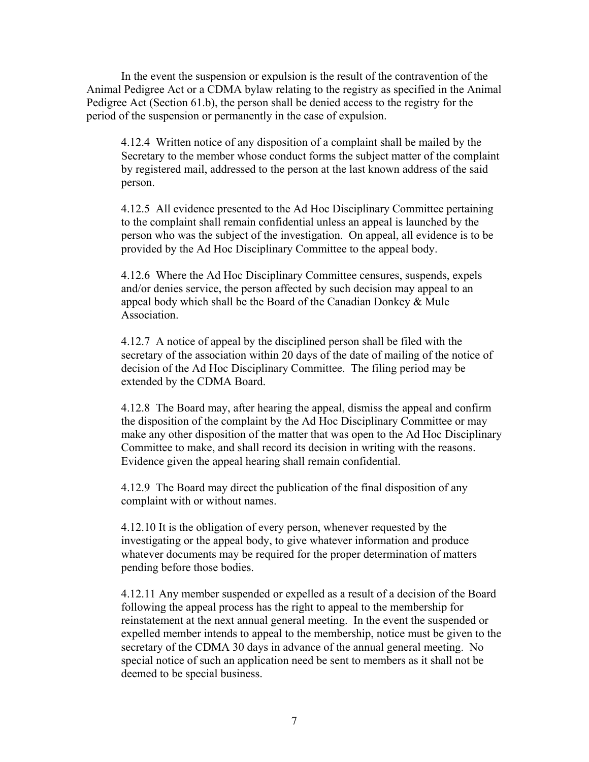In the event the suspension or expulsion is the result of the contravention of the Animal Pedigree Act or a CDMA bylaw relating to the registry as specified in the Animal Pedigree Act (Section 61.b), the person shall be denied access to the registry for the period of the suspension or permanently in the case of expulsion.

4.12.4 Written notice of any disposition of a complaint shall be mailed by the Secretary to the member whose conduct forms the subject matter of the complaint by registered mail, addressed to the person at the last known address of the said person.

4.12.5 All evidence presented to the Ad Hoc Disciplinary Committee pertaining to the complaint shall remain confidential unless an appeal is launched by the person who was the subject of the investigation. On appeal, all evidence is to be provided by the Ad Hoc Disciplinary Committee to the appeal body.

4.12.6 Where the Ad Hoc Disciplinary Committee censures, suspends, expels and/or denies service, the person affected by such decision may appeal to an appeal body which shall be the Board of the Canadian Donkey & Mule Association.

4.12.7 A notice of appeal by the disciplined person shall be filed with the secretary of the association within 20 days of the date of mailing of the notice of decision of the Ad Hoc Disciplinary Committee. The filing period may be extended by the CDMA Board.

4.12.8 The Board may, after hearing the appeal, dismiss the appeal and confirm the disposition of the complaint by the Ad Hoc Disciplinary Committee or may make any other disposition of the matter that was open to the Ad Hoc Disciplinary Committee to make, and shall record its decision in writing with the reasons. Evidence given the appeal hearing shall remain confidential.

4.12.9 The Board may direct the publication of the final disposition of any complaint with or without names.

4.12.10 It is the obligation of every person, whenever requested by the investigating or the appeal body, to give whatever information and produce whatever documents may be required for the proper determination of matters pending before those bodies.

4.12.11 Any member suspended or expelled as a result of a decision of the Board following the appeal process has the right to appeal to the membership for reinstatement at the next annual general meeting. In the event the suspended or expelled member intends to appeal to the membership, notice must be given to the secretary of the CDMA 30 days in advance of the annual general meeting. No special notice of such an application need be sent to members as it shall not be deemed to be special business.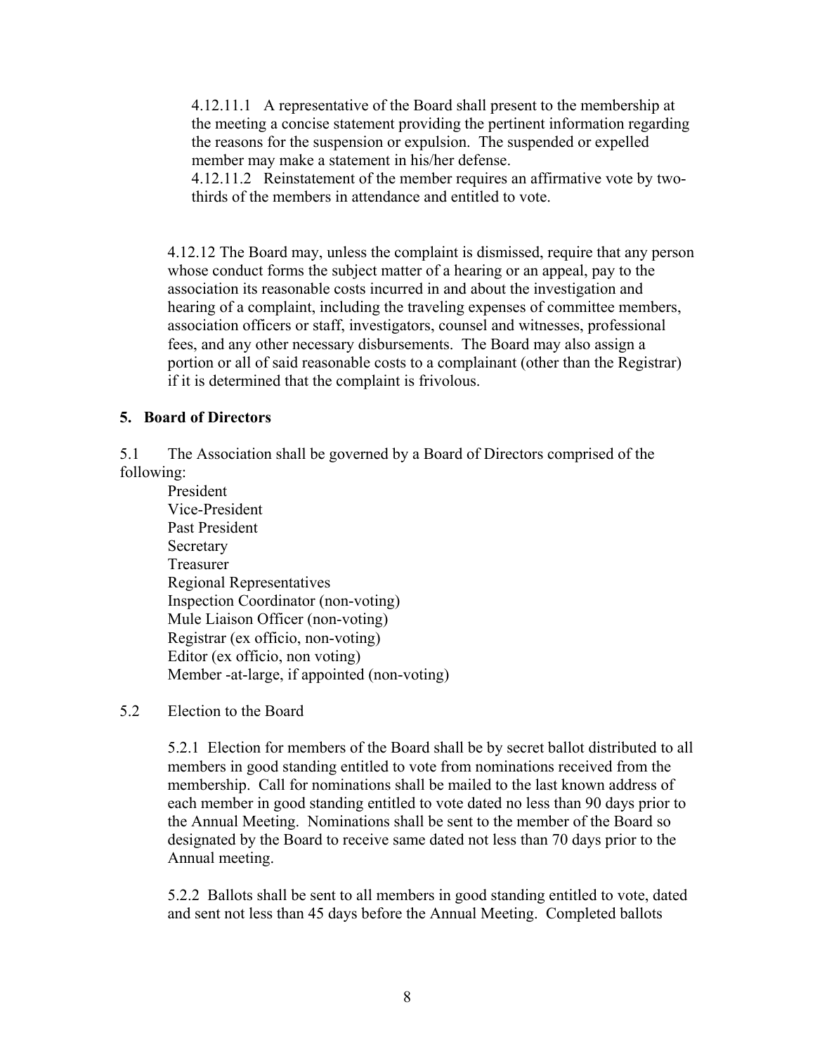4.12.11.1 A representative of the Board shall present to the membership at the meeting a concise statement providing the pertinent information regarding the reasons for the suspension or expulsion. The suspended or expelled member may make a statement in his/her defense.

4.12.11.2 Reinstatement of the member requires an affirmative vote by two-thirds of the members in attendance and entitled to vote.

4.12.12 The Board may, unless the complaint is dismissed, require that any person whose conduct forms the subject matter of a hearing or an appeal, pay to the association its reasonable costs incurred in and about the investigation and hearing of a complaint, including the traveling expenses of committee members, association officers or staff, investigators, counsel and witnesses, professional fees, and any other necessary disbursements. The Board may also assign a portion or all of said reasonable costs to a complainant (other than the Registrar) if it is determined that the complaint is frivolous.

## 5. Board of Directors

5.1 The Association shall be governed by a Board of Directors comprised of the following:

- President
- Vice-President
- Past President
- Secretary
- Treasurer
- Regional Representatives
- Inspection Coordinator (non-voting)
- Mule Liaison Officer (non-voting)
- Registrar (ex officio, non-voting)
- Editor (ex officio, non voting)
- Member -at-large, if appointed (non-voting)

5.2 Election to the Board

5.2.1 Election for members of the Board shall be by secret ballot distributed to all members in good standing entitled to vote from nominations received from the membership. Call for nominations shall be mailed to the last known address of each member in good standing entitled to vote dated no less than 90 days prior to the Annual Meeting. Nominations shall be sent to the member of the Board so designated by the Board to receive same dated not less than 70 days prior to the Annual meeting.

5.2.2 Ballots shall be sent to all members in good standing entitled to vote, dated and sent not less than 45 days before the Annual Meeting. Completed ballots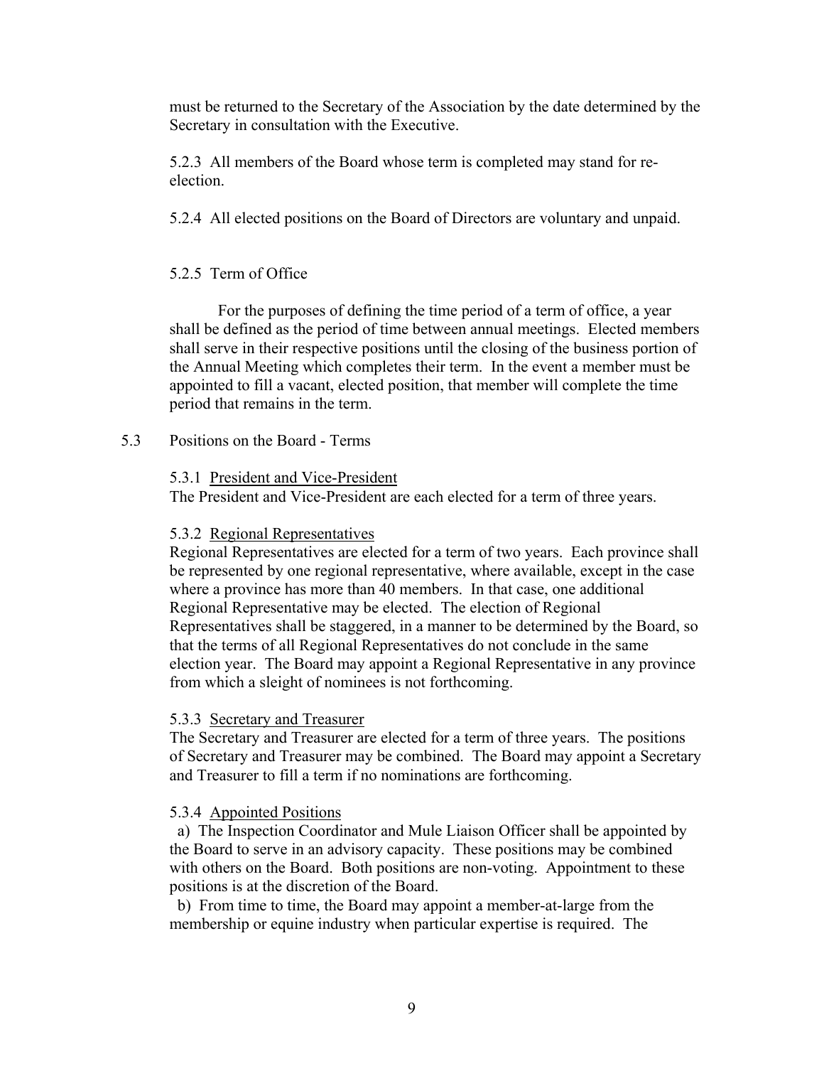must be returned to the Secretary of the Association by the date determined by the Secretary in consultation with the Executive.

5.2.3 All members of the Board whose term is completed may stand for re-election.

5.2.4 All elected positions on the Board of Directors are voluntary and unpaid.

5.2.5 Term of Office

For the purposes of defining the time period of a term of office, a year shall be defined as the period of time between annual meetings. Elected members shall serve in their respective positions until the closing of the business portion of the Annual Meeting which completes their term. In the event a member must be appointed to fill a vacant, elected position, that member will complete the time period that remains in the term.

5.3 Positions on the Board - Terms

5.3.1 <u>President and Vice-President</u>
The President and Vice-President are each elected for a term of three years.

5.3.2 <u>Regional Representatives</u>
Regional Representatives are elected for a term of two years. Each province shall be represented by one regional representative, where available, except in the case where a province has more than 40 members. In that case, one additional Regional Representative may be elected. The election of Regional Representatives shall be staggered, in a manner to be determined by the Board, so that the terms of all Regional Representatives do not conclude in the same election year. The Board may appoint a Regional Representative in any province from which a sleight of nominees is not forthcoming.

5.3.3 <u>Secretary and Treasurer</u>
The Secretary and Treasurer are elected for a term of three years. The positions of Secretary and Treasurer may be combined. The Board may appoint a Secretary and Treasurer to fill a term if no nominations are forthcoming.

5.3.4 <u>Appointed Positions</u>
a) The Inspection Coordinator and Mule Liaison Officer shall be appointed by the Board to serve in an advisory capacity. These positions may be combined with others on the Board. Both positions are non-voting. Appointment to these positions is at the discretion of the Board.
b) From time to time, the Board may appoint a member-at-large from the membership or equine industry when particular expertise is required. The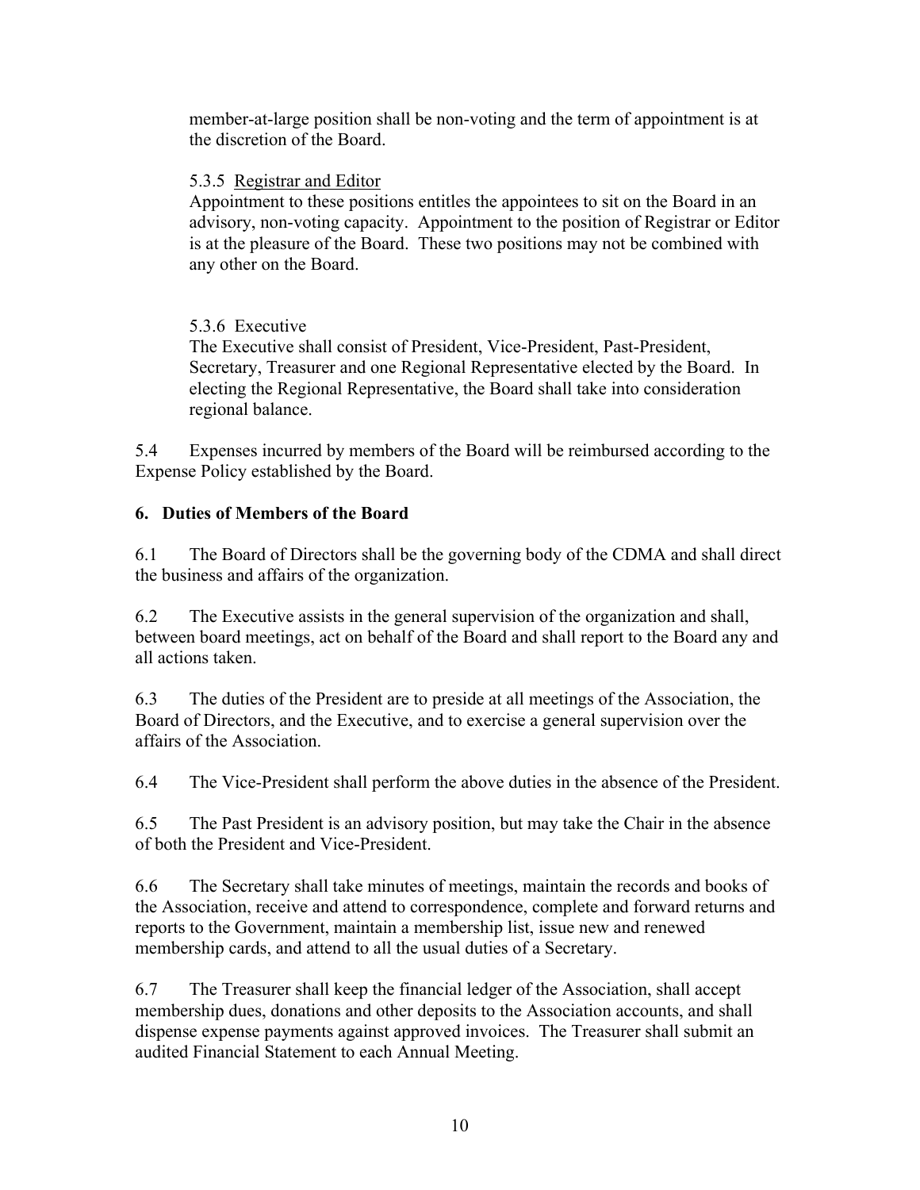member-at-large position shall be non-voting and the term of appointment is at the discretion of the Board.

5.3.5 Registrar and Editor

Appointment to these positions entitles the appointees to sit on the Board in an advisory, non-voting capacity. Appointment to the position of Registrar or Editor is at the pleasure of the Board. These two positions may not be combined with any other on the Board.

5.3.6 Executive

The Executive shall consist of President, Vice-President, Past-President, Secretary, Treasurer and one Regional Representative elected by the Board. In electing the Regional Representative, the Board shall take into consideration regional balance.

5.4 Expenses incurred by members of the Board will be reimbursed according to the Expense Policy established by the Board.

## 6. Duties of Members of the Board

6.1 The Board of Directors shall be the governing body of the CDMA and shall direct the business and affairs of the organization.

6.2 The Executive assists in the general supervision of the organization and shall, between board meetings, act on behalf of the Board and shall report to the Board any and all actions taken.

6.3 The duties of the President are to preside at all meetings of the Association, the Board of Directors, and the Executive, and to exercise a general supervision over the affairs of the Association.

6.4 The Vice-President shall perform the above duties in the absence of the President.

6.5 The Past President is an advisory position, but may take the Chair in the absence of both the President and Vice-President.

6.6 The Secretary shall take minutes of meetings, maintain the records and books of the Association, receive and attend to correspondence, complete and forward returns and reports to the Government, maintain a membership list, issue new and renewed membership cards, and attend to all the usual duties of a Secretary.

6.7 The Treasurer shall keep the financial ledger of the Association, shall accept membership dues, donations and other deposits to the Association accounts, and shall dispense expense payments against approved invoices. The Treasurer shall submit an audited Financial Statement to each Annual Meeting.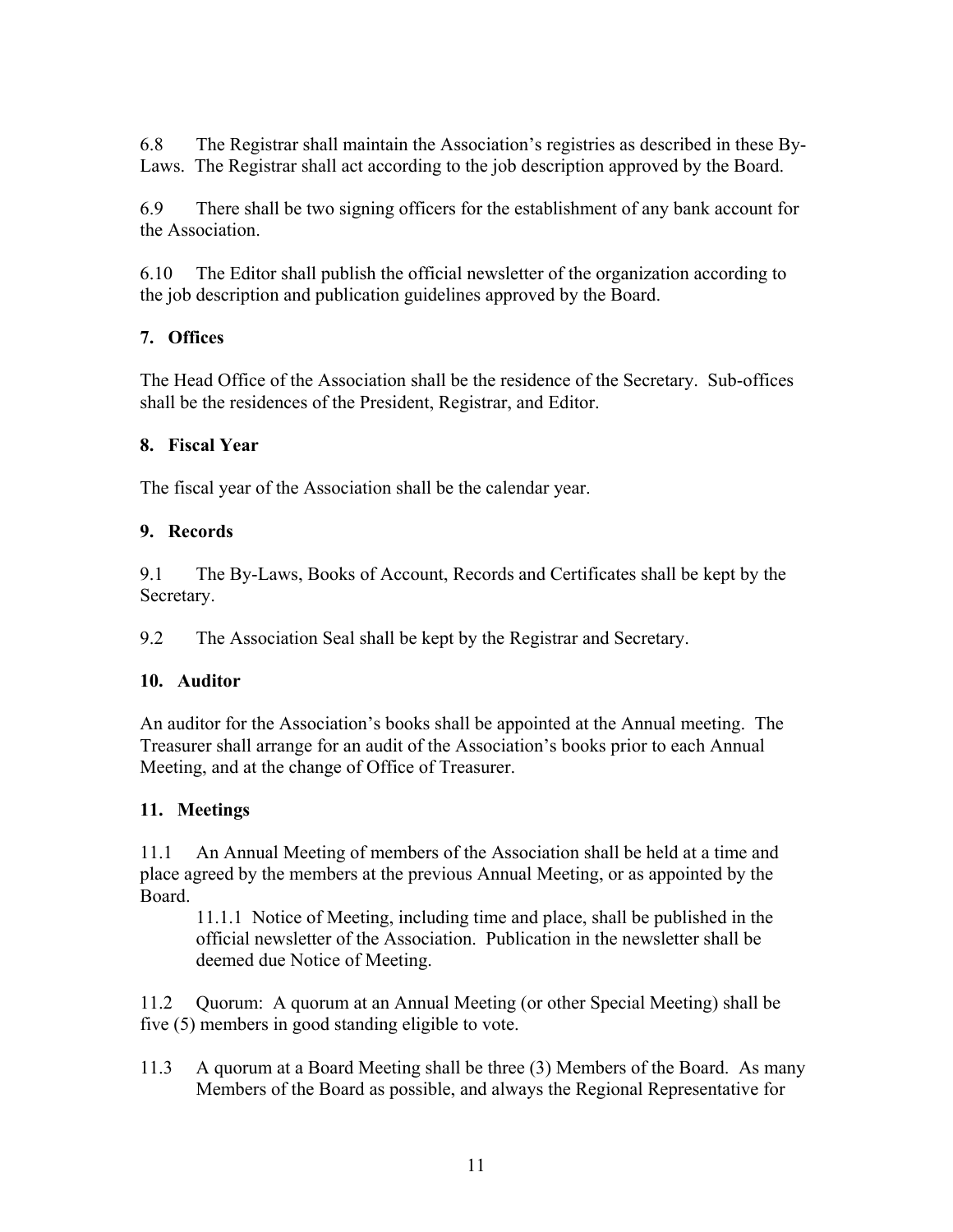6.8 The Registrar shall maintain the Association's registries as described in these By-Laws. The Registrar shall act according to the job description approved by the Board.

6.9 There shall be two signing officers for the establishment of any bank account for the Association.

6.10 The Editor shall publish the official newsletter of the organization according to the job description and publication guidelines approved by the Board.

## 7. Offices

The Head Office of the Association shall be the residence of the Secretary. Sub-offices shall be the residences of the President, Registrar, and Editor.

## 8. Fiscal Year

The fiscal year of the Association shall be the calendar year.

## 9. Records

9.1 The By-Laws, Books of Account, Records and Certificates shall be kept by the Secretary.

9.2 The Association Seal shall be kept by the Registrar and Secretary.

## 10. Auditor

An auditor for the Association's books shall be appointed at the Annual meeting. The Treasurer shall arrange for an audit of the Association's books prior to each Annual Meeting, and at the change of Office of Treasurer.

## 11. Meetings

11.1 An Annual Meeting of members of the Association shall be held at a time and place agreed by the members at the previous Annual Meeting, or as appointed by the Board.

> 11.1.1 Notice of Meeting, including time and place, shall be published in the official newsletter of the Association. Publication in the newsletter shall be deemed due Notice of Meeting.

11.2 Quorum: A quorum at an Annual Meeting (or other Special Meeting) shall be five (5) members in good standing eligible to vote.

11.3 A quorum at a Board Meeting shall be three (3) Members of the Board. As many Members of the Board as possible, and always the Regional Representative for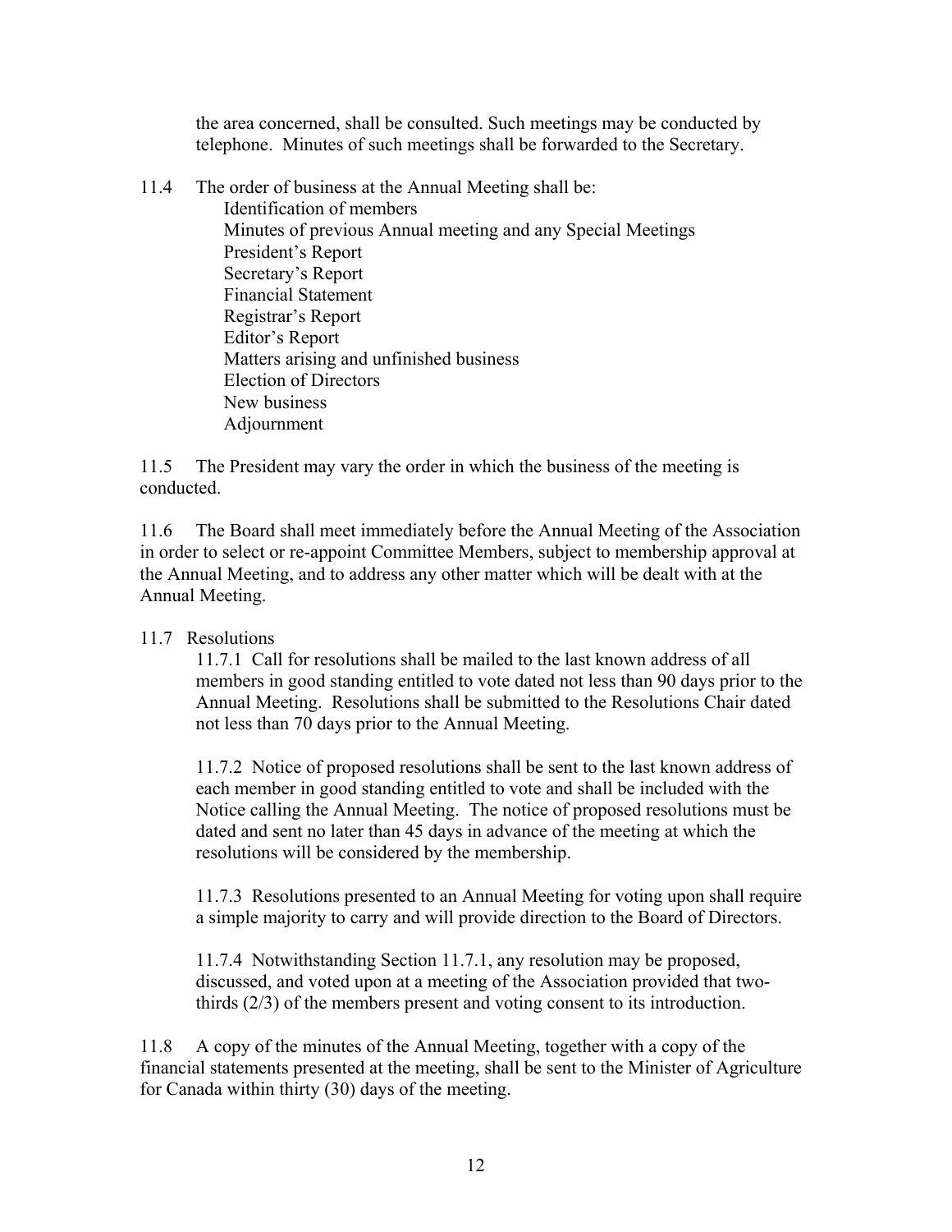the area concerned, shall be consulted. Such meetings may be conducted by telephone. Minutes of such meetings shall be forwarded to the Secretary.

11.4 The order of business at the Annual Meeting shall be:

- Identification of members
- Minutes of previous Annual meeting and any Special Meetings
- President's Report
- Secretary's Report
- Financial Statement
- Registrar's Report
- Editor's Report
- Matters arising and unfinished business
- Election of Directors
- New business
- Adjournment

11.5 The President may vary the order in which the business of the meeting is conducted.

11.6 The Board shall meet immediately before the Annual Meeting of the Association in order to select or re-appoint Committee Members, subject to membership approval at the Annual Meeting, and to address any other matter which will be dealt with at the Annual Meeting.

11.7 Resolutions

11.7.1 Call for resolutions shall be mailed to the last known address of all members in good standing entitled to vote dated not less than 90 days prior to the Annual Meeting. Resolutions shall be submitted to the Resolutions Chair dated not less than 70 days prior to the Annual Meeting.

11.7.2 Notice of proposed resolutions shall be sent to the last known address of each member in good standing entitled to vote and shall be included with the Notice calling the Annual Meeting. The notice of proposed resolutions must be dated and sent no later than 45 days in advance of the meeting at which the resolutions will be considered by the membership.

11.7.3 Resolutions presented to an Annual Meeting for voting upon shall require a simple majority to carry and will provide direction to the Board of Directors.

11.7.4 Notwithstanding Section 11.7.1, any resolution may be proposed, discussed, and voted upon at a meeting of the Association provided that two-thirds (2/3) of the members present and voting consent to its introduction.

11.8 A copy of the minutes of the Annual Meeting, together with a copy of the financial statements presented at the meeting, shall be sent to the Minister of Agriculture for Canada within thirty (30) days of the meeting.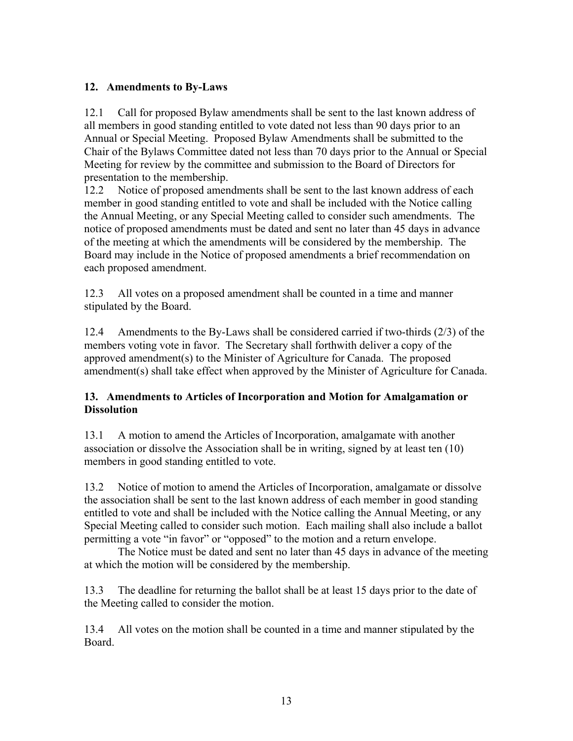### 12. Amendments to By-Laws

12.1 Call for proposed Bylaw amendments shall be sent to the last known address of all members in good standing entitled to vote dated not less than 90 days prior to an Annual or Special Meeting. Proposed Bylaw Amendments shall be submitted to the Chair of the Bylaws Committee dated not less than 70 days prior to the Annual or Special Meeting for review by the committee and submission to the Board of Directors for presentation to the membership.

12.2 Notice of proposed amendments shall be sent to the last known address of each member in good standing entitled to vote and shall be included with the Notice calling the Annual Meeting, or any Special Meeting called to consider such amendments. The notice of proposed amendments must be dated and sent no later than 45 days in advance of the meeting at which the amendments will be considered by the membership. The Board may include in the Notice of proposed amendments a brief recommendation on each proposed amendment.

12.3 All votes on a proposed amendment shall be counted in a time and manner stipulated by the Board.

12.4 Amendments to the By-Laws shall be considered carried if two-thirds (2/3) of the members voting vote in favor. The Secretary shall forthwith deliver a copy of the approved amendment(s) to the Minister of Agriculture for Canada. The proposed amendment(s) shall take effect when approved by the Minister of Agriculture for Canada.

### 13. Amendments to Articles of Incorporation and Motion for Amalgamation or Dissolution

13.1 A motion to amend the Articles of Incorporation, amalgamate with another association or dissolve the Association shall be in writing, signed by at least ten (10) members in good standing entitled to vote.

13.2 Notice of motion to amend the Articles of Incorporation, amalgamate or dissolve the association shall be sent to the last known address of each member in good standing entitled to vote and shall be included with the Notice calling the Annual Meeting, or any Special Meeting called to consider such motion. Each mailing shall also include a ballot permitting a vote "in favor" or "opposed" to the motion and a return envelope.

The Notice must be dated and sent no later than 45 days in advance of the meeting at which the motion will be considered by the membership.

13.3 The deadline for returning the ballot shall be at least 15 days prior to the date of the Meeting called to consider the motion.

13.4 All votes on the motion shall be counted in a time and manner stipulated by the Board.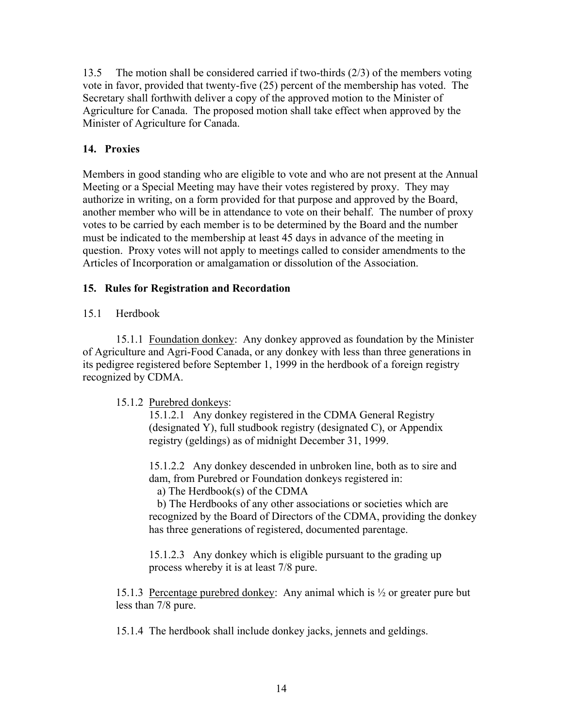13.5 The motion shall be considered carried if two-thirds (2/3) of the members voting vote in favor, provided that twenty-five (25) percent of the membership has voted. The Secretary shall forthwith deliver a copy of the approved motion to the Minister of Agriculture for Canada. The proposed motion shall take effect when approved by the Minister of Agriculture for Canada.

## 14. Proxies

Members in good standing who are eligible to vote and who are not present at the Annual Meeting or a Special Meeting may have their votes registered by proxy. They may authorize in writing, on a form provided for that purpose and approved by the Board, another member who will be in attendance to vote on their behalf. The number of proxy votes to be carried by each member is to be determined by the Board and the number must be indicated to the membership at least 45 days in advance of the meeting in question. Proxy votes will not apply to meetings called to consider amendments to the Articles of Incorporation or amalgamation or dissolution of the Association.

## 15. Rules for Registration and Recordation

15.1 Herdbook

15.1.1 Foundation donkey: Any donkey approved as foundation by the Minister of Agriculture and Agri-Food Canada, or any donkey with less than three generations in its pedigree registered before September 1, 1999 in the herdbook of a foreign registry recognized by CDMA.

15.1.2 Purebred donkeys:

15.1.2.1 Any donkey registered in the CDMA General Registry (designated Y), full studbook registry (designated C), or Appendix registry (geldings) as of midnight December 31, 1999.

15.1.2.2 Any donkey descended in unbroken line, both as to sire and dam, from Purebred or Foundation donkeys registered in:

a) The Herdbook(s) of the CDMA

b) The Herdbooks of any other associations or societies which are recognized by the Board of Directors of the CDMA, providing the donkey has three generations of registered, documented parentage.

15.1.2.3 Any donkey which is eligible pursuant to the grading up process whereby it is at least 7/8 pure.

15.1.3 Percentage purebred donkey: Any animal which is ½ or greater pure but less than 7/8 pure.

15.1.4 The herdbook shall include donkey jacks, jennets and geldings.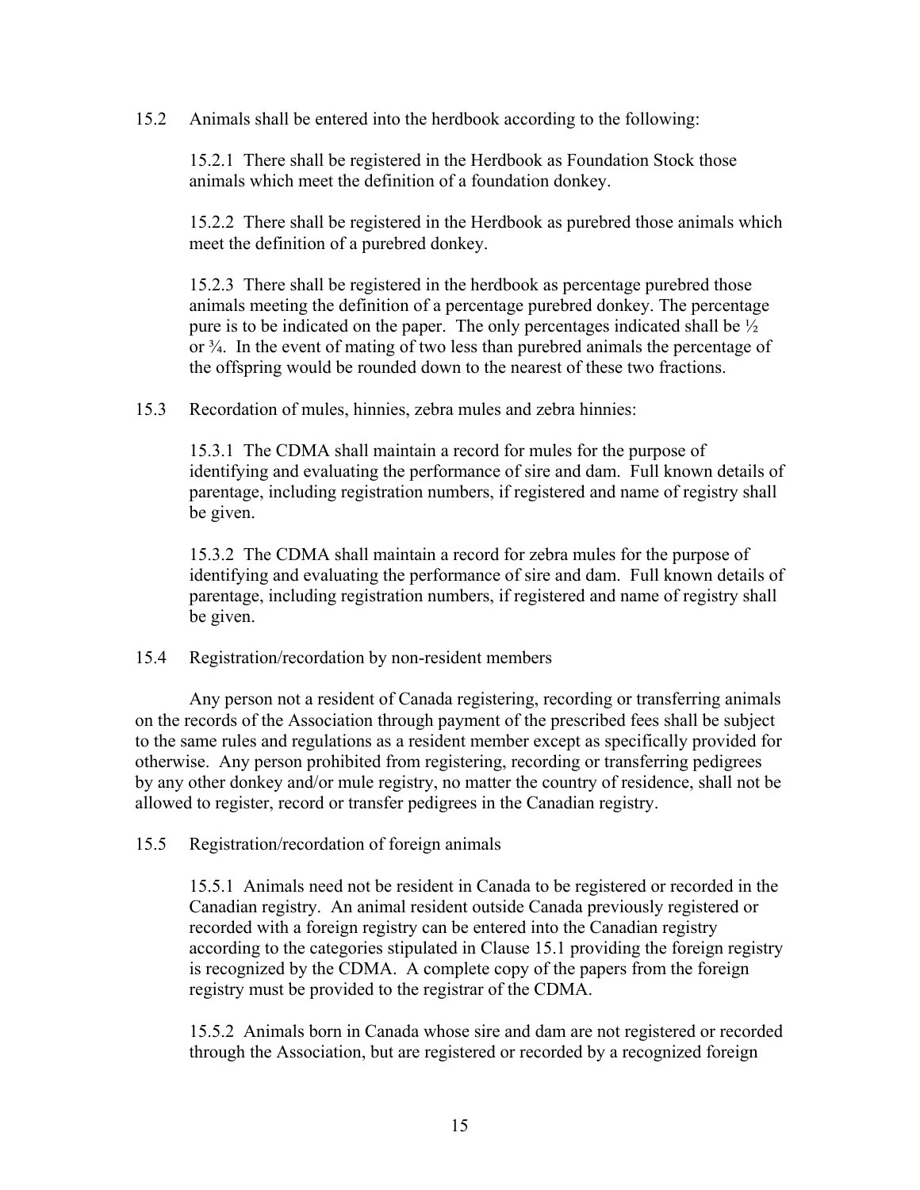15.2 Animals shall be entered into the herdbook according to the following:

15.2.1 There shall be registered in the Herdbook as Foundation Stock those animals which meet the definition of a foundation donkey.

15.2.2 There shall be registered in the Herdbook as purebred those animals which meet the definition of a purebred donkey.

15.2.3 There shall be registered in the herdbook as percentage purebred those animals meeting the definition of a percentage purebred donkey. The percentage pure is to be indicated on the paper. The only percentages indicated shall be ½ or ¾. In the event of mating of two less than purebred animals the percentage of the offspring would be rounded down to the nearest of these two fractions.

15.3 Recordation of mules, hinnies, zebra mules and zebra hinnies:

15.3.1 The CDMA shall maintain a record for mules for the purpose of identifying and evaluating the performance of sire and dam. Full known details of parentage, including registration numbers, if registered and name of registry shall be given.

15.3.2 The CDMA shall maintain a record for zebra mules for the purpose of identifying and evaluating the performance of sire and dam. Full known details of parentage, including registration numbers, if registered and name of registry shall be given.

15.4 Registration/recordation by non-resident members

Any person not a resident of Canada registering, recording or transferring animals on the records of the Association through payment of the prescribed fees shall be subject to the same rules and regulations as a resident member except as specifically provided for otherwise. Any person prohibited from registering, recording or transferring pedigrees by any other donkey and/or mule registry, no matter the country of residence, shall not be allowed to register, record or transfer pedigrees in the Canadian registry.

15.5 Registration/recordation of foreign animals

15.5.1 Animals need not be resident in Canada to be registered or recorded in the Canadian registry. An animal resident outside Canada previously registered or recorded with a foreign registry can be entered into the Canadian registry according to the categories stipulated in Clause 15.1 providing the foreign registry is recognized by the CDMA. A complete copy of the papers from the foreign registry must be provided to the registrar of the CDMA.

15.5.2 Animals born in Canada whose sire and dam are not registered or recorded through the Association, but are registered or recorded by a recognized foreign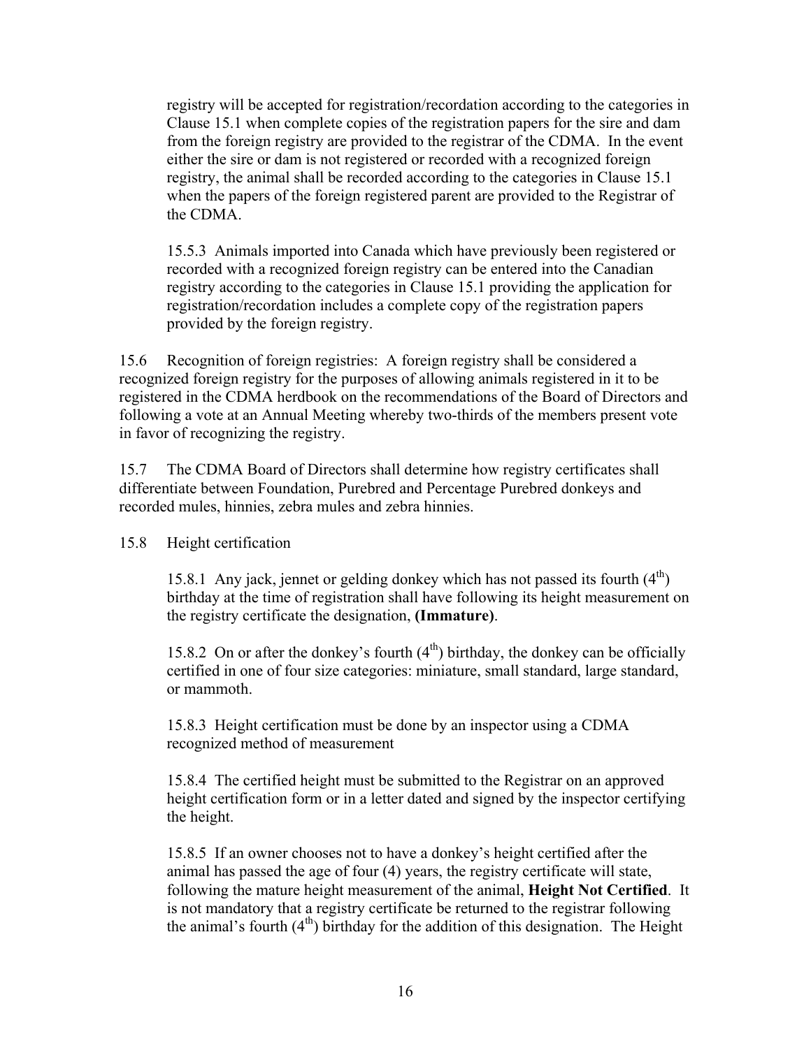registry will be accepted for registration/recordation according to the categories in Clause 15.1 when complete copies of the registration papers for the sire and dam from the foreign registry are provided to the registrar of the CDMA. In the event either the sire or dam is not registered or recorded with a recognized foreign registry, the animal shall be recorded according to the categories in Clause 15.1 when the papers of the foreign registered parent are provided to the Registrar of the CDMA.

15.5.3 Animals imported into Canada which have previously been registered or recorded with a recognized foreign registry can be entered into the Canadian registry according to the categories in Clause 15.1 providing the application for registration/recordation includes a complete copy of the registration papers provided by the foreign registry.

15.6 Recognition of foreign registries: A foreign registry shall be considered a recognized foreign registry for the purposes of allowing animals registered in it to be registered in the CDMA herdbook on the recommendations of the Board of Directors and following a vote at an Annual Meeting whereby two-thirds of the members present vote in favor of recognizing the registry.

15.7 The CDMA Board of Directors shall determine how registry certificates shall differentiate between Foundation, Purebred and Percentage Purebred donkeys and recorded mules, hinnies, zebra mules and zebra hinnies.

15.8 Height certification

15.8.1 Any jack, jennet or gelding donkey which has not passed its fourth (4th) birthday at the time of registration shall have following its height measurement on the registry certificate the designation, **(Immature)**.

15.8.2 On or after the donkey's fourth (4th) birthday, the donkey can be officially certified in one of four size categories: miniature, small standard, large standard, or mammoth.

15.8.3 Height certification must be done by an inspector using a CDMA recognized method of measurement

15.8.4 The certified height must be submitted to the Registrar on an approved height certification form or in a letter dated and signed by the inspector certifying the height.

15.8.5 If an owner chooses not to have a donkey's height certified after the animal has passed the age of four (4) years, the registry certificate will state, following the mature height measurement of the animal, **Height Not Certified**. It is not mandatory that a registry certificate be returned to the registrar following the animal's fourth (4th) birthday for the addition of this designation. The Height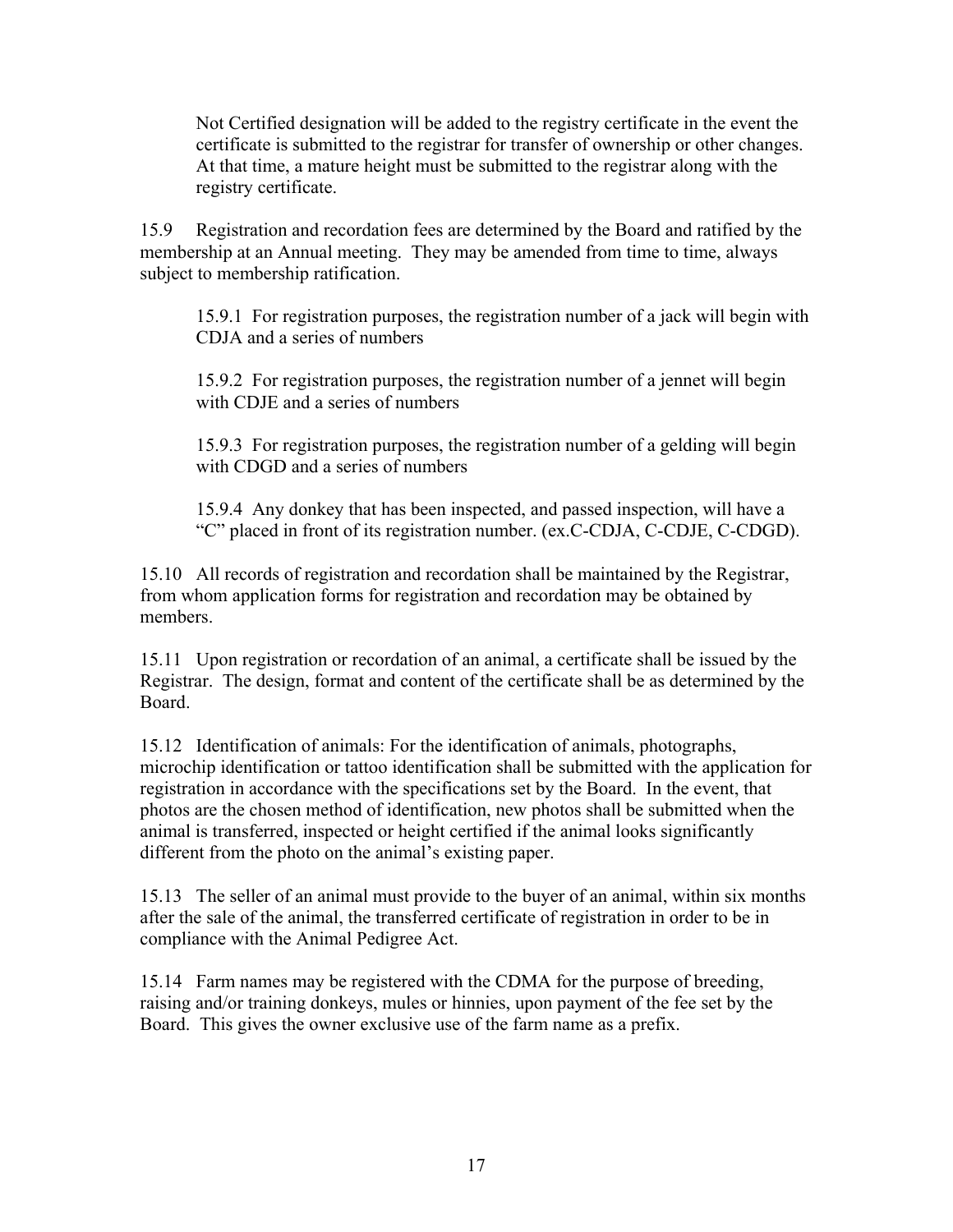Not Certified designation will be added to the registry certificate in the event the certificate is submitted to the registrar for transfer of ownership or other changes. At that time, a mature height must be submitted to the registrar along with the registry certificate.

15.9 Registration and recordation fees are determined by the Board and ratified by the membership at an Annual meeting. They may be amended from time to time, always subject to membership ratification.

15.9.1 For registration purposes, the registration number of a jack will begin with CDJA and a series of numbers

15.9.2 For registration purposes, the registration number of a jennet will begin with CDJE and a series of numbers

15.9.3 For registration purposes, the registration number of a gelding will begin with CDGD and a series of numbers

15.9.4 Any donkey that has been inspected, and passed inspection, will have a "C" placed in front of its registration number. (ex.C-CDJA, C-CDJE, C-CDGD).

15.10 All records of registration and recordation shall be maintained by the Registrar, from whom application forms for registration and recordation may be obtained by members.

15.11 Upon registration or recordation of an animal, a certificate shall be issued by the Registrar. The design, format and content of the certificate shall be as determined by the Board.

15.12 Identification of animals: For the identification of animals, photographs, microchip identification or tattoo identification shall be submitted with the application for registration in accordance with the specifications set by the Board. In the event, that photos are the chosen method of identification, new photos shall be submitted when the animal is transferred, inspected or height certified if the animal looks significantly different from the photo on the animal's existing paper.

15.13 The seller of an animal must provide to the buyer of an animal, within six months after the sale of the animal, the transferred certificate of registration in order to be in compliance with the Animal Pedigree Act.

15.14 Farm names may be registered with the CDMA for the purpose of breeding, raising and/or training donkeys, mules or hinnies, upon payment of the fee set by the Board. This gives the owner exclusive use of the farm name as a prefix.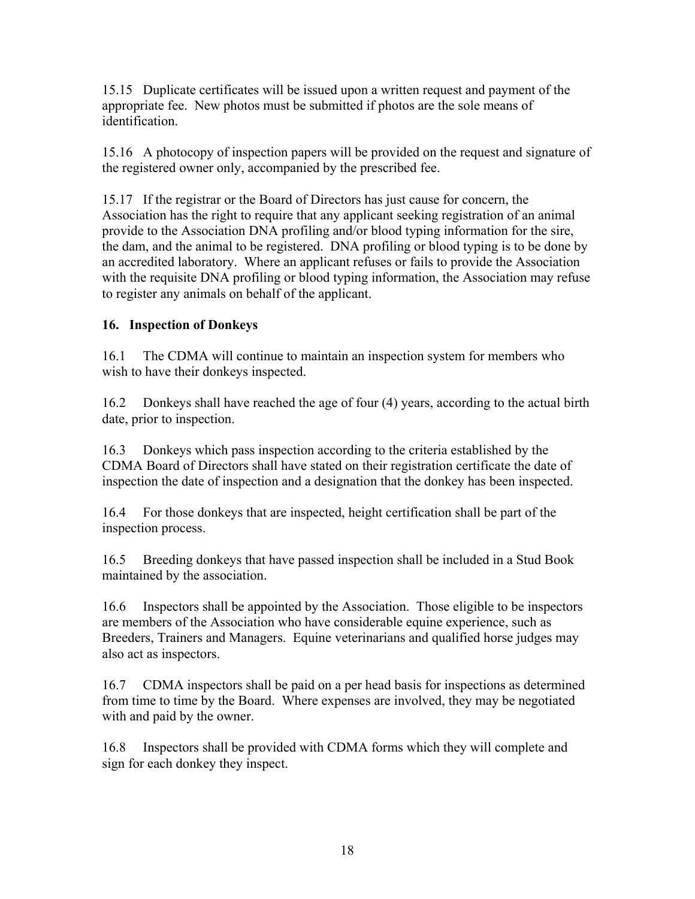15.15 Duplicate certificates will be issued upon a written request and payment of the appropriate fee. New photos must be submitted if photos are the sole means of identification.

15.16 A photocopy of inspection papers will be provided on the request and signature of the registered owner only, accompanied by the prescribed fee.

15.17 If the registrar or the Board of Directors has just cause for concern, the Association has the right to require that any applicant seeking registration of an animal provide to the Association DNA profiling and/or blood typing information for the sire, the dam, and the animal to be registered. DNA profiling or blood typing is to be done by an accredited laboratory. Where an applicant refuses or fails to provide the Association with the requisite DNA profiling or blood typing information, the Association may refuse to register any animals on behalf of the applicant.

**16. Inspection of Donkeys**

16.1 The CDMA will continue to maintain an inspection system for members who wish to have their donkeys inspected.

16.2 Donkeys shall have reached the age of four (4) years, according to the actual birth date, prior to inspection.

16.3 Donkeys which pass inspection according to the criteria established by the CDMA Board of Directors shall have stated on their registration certificate the date of inspection the date of inspection and a designation that the donkey has been inspected.

16.4 For those donkeys that are inspected, height certification shall be part of the inspection process.

16.5 Breeding donkeys that have passed inspection shall be included in a Stud Book maintained by the association.

16.6 Inspectors shall be appointed by the Association. Those eligible to be inspectors are members of the Association who have considerable equine experience, such as Breeders, Trainers and Managers. Equine veterinarians and qualified horse judges may also act as inspectors.

16.7 CDMA inspectors shall be paid on a per head basis for inspections as determined from time to time by the Board. Where expenses are involved, they may be negotiated with and paid by the owner.

16.8 Inspectors shall be provided with CDMA forms which they will complete and sign for each donkey they inspect.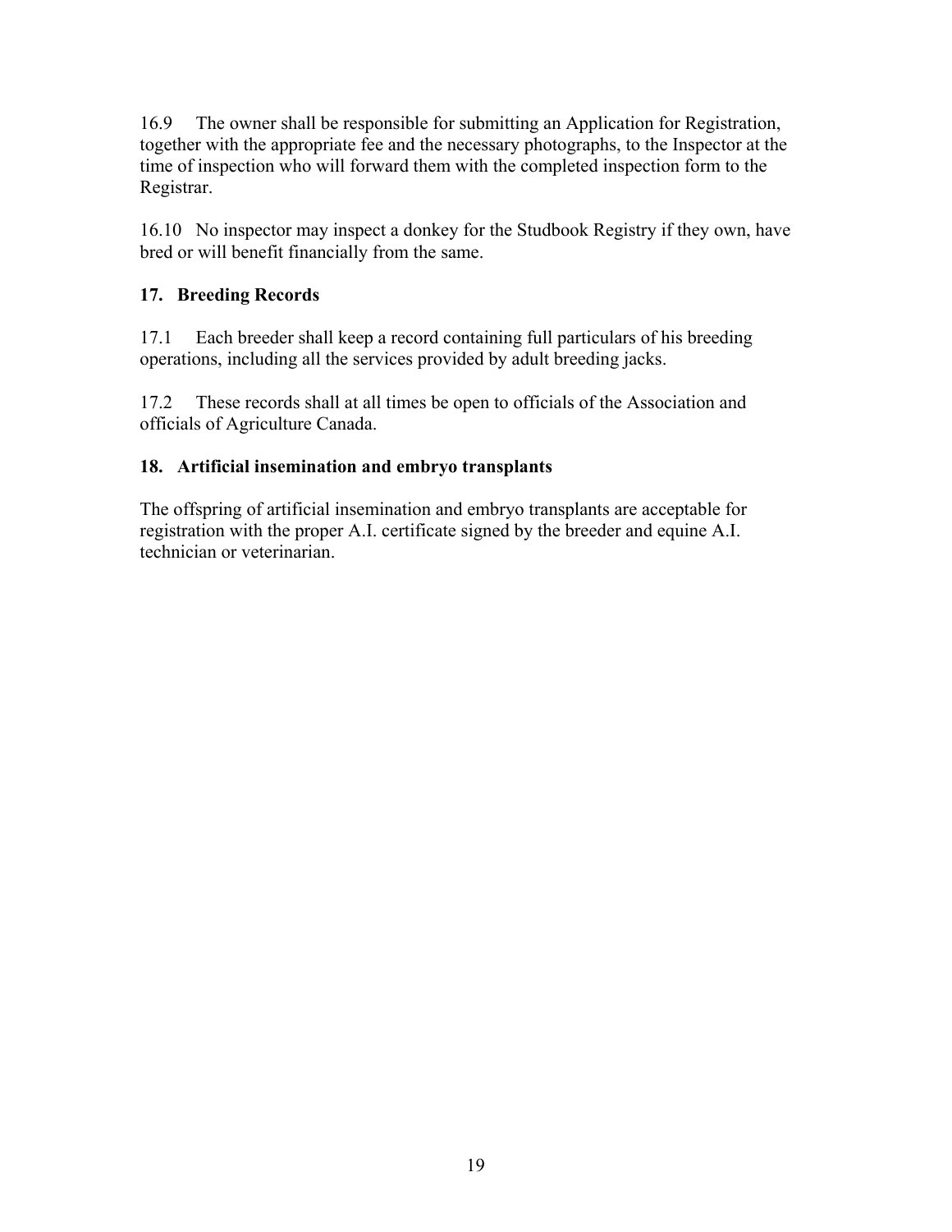16.9 The owner shall be responsible for submitting an Application for Registration, together with the appropriate fee and the necessary photographs, to the Inspector at the time of inspection who will forward them with the completed inspection form to the Registrar.

16.10 No inspector may inspect a donkey for the Studbook Registry if they own, have bred or will benefit financially from the same.

## 17. Breeding Records

17.1 Each breeder shall keep a record containing full particulars of his breeding operations, including all the services provided by adult breeding jacks.

17.2 These records shall at all times be open to officials of the Association and officials of Agriculture Canada.

## 18. Artificial insemination and embryo transplants

The offspring of artificial insemination and embryo transplants are acceptable for registration with the proper A.I. certificate signed by the breeder and equine A.I. technician or veterinarian.